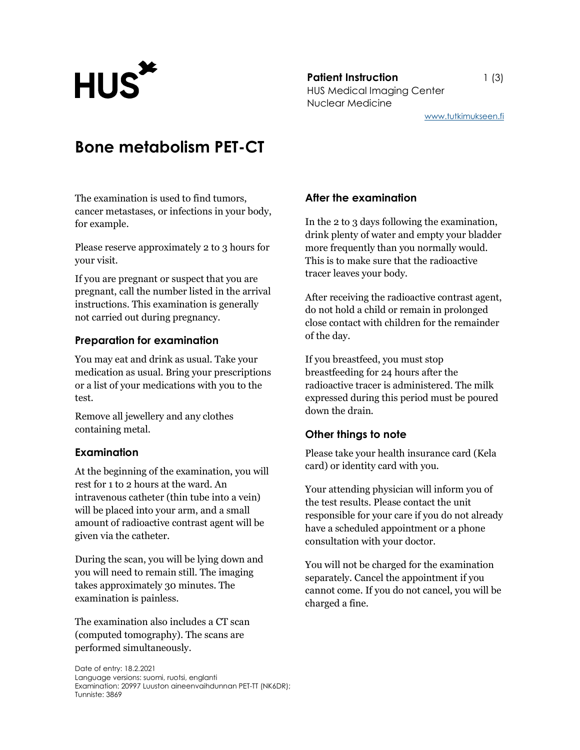HUS

**Patient Instruction**
HUS Medical Imaging Center
Nuclear Medicine

www.tutkimukseen.fi

# Bone metabolism PET-CT

The examination is used to find tumors, cancer metastases, or infections in your body, for example.

Please reserve approximately 2 to 3 hours for your visit.

If you are pregnant or suspect that you are pregnant, call the number listed in the arrival instructions. This examination is generally not carried out during pregnancy.

## Preparation for examination

You may eat and drink as usual. Take your medication as usual. Bring your prescriptions or a list of your medications with you to the test.

Remove all jewellery and any clothes containing metal.

## Examination

At the beginning of the examination, you will rest for 1 to 2 hours at the ward. An intravenous catheter (thin tube into a vein) will be placed into your arm, and a small amount of radioactive contrast agent will be given via the catheter.

During the scan, you will be lying down and you will need to remain still. The imaging takes approximately 30 minutes. The examination is painless.

The examination also includes a CT scan (computed tomography). The scans are performed simultaneously.

## After the examination

In the 2 to 3 days following the examination, drink plenty of water and empty your bladder more frequently than you normally would. This is to make sure that the radioactive tracer leaves your body.

After receiving the radioactive contrast agent, do not hold a child or remain in prolonged close contact with children for the remainder of the day.

If you breastfeed, you must stop breastfeeding for 24 hours after the radioactive tracer is administered. The milk expressed during this period must be poured down the drain.

## Other things to note

Please take your health insurance card (Kela card) or identity card with you.

Your attending physician will inform you of the test results. Please contact the unit responsible for your care if you do not already have a scheduled appointment or a phone consultation with your doctor.

You will not be charged for the examination separately. Cancel the appointment if you cannot come. If you do not cancel, you will be charged a fine.

Date of entry: 18.2.2021
Language versions: suomi, ruotsi, englanti
Examination: 20997 Luuston aineenvaihdunnan PET-TT (NK6DR);
Tunniste: 3869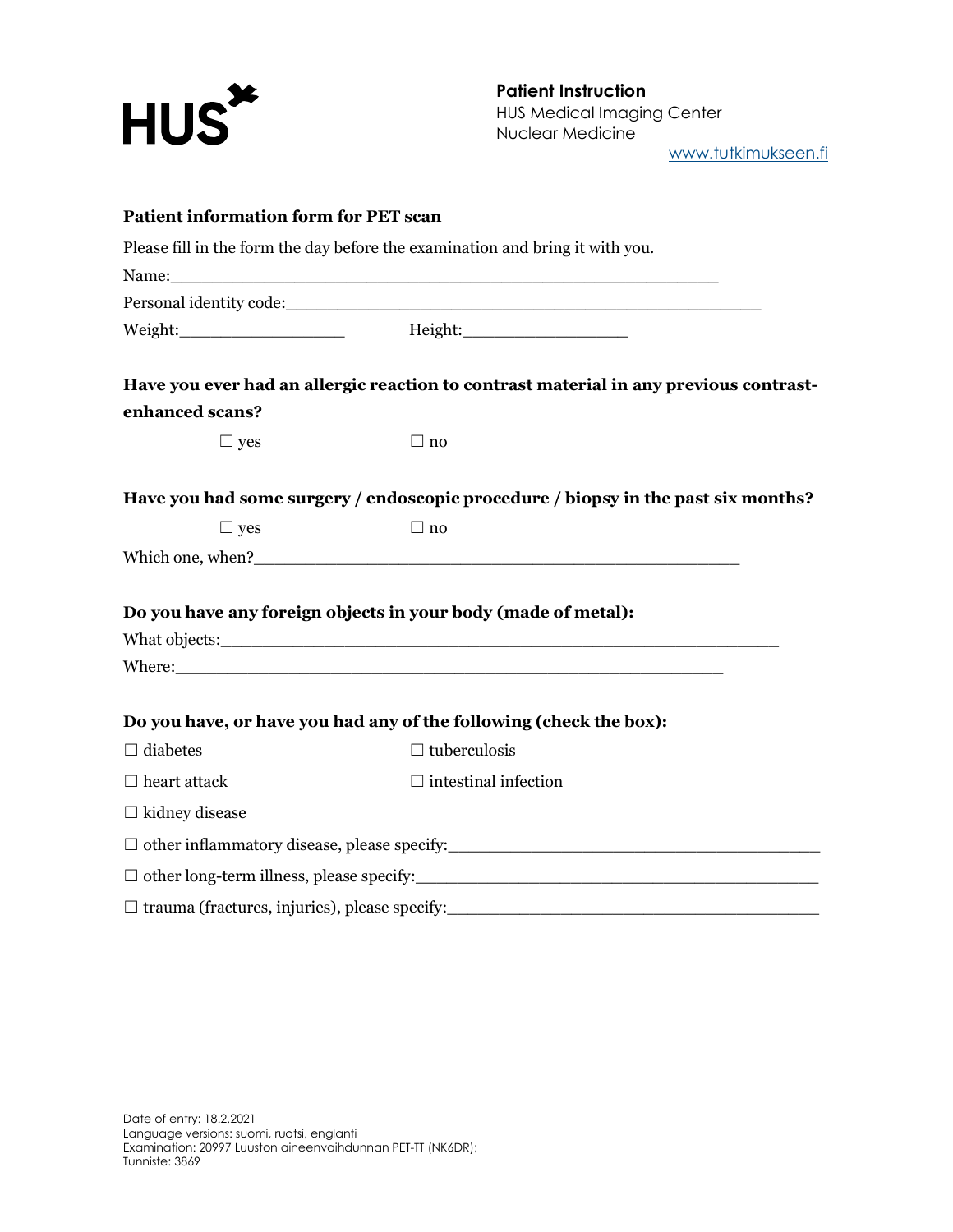HUS

**Patient Instruction**
HUS Medical Imaging Center
Nuclear Medicine
www.tutkimukseen.fi

**Patient information form for PET scan**

Please fill in the form the day before the examination and bring it with you.

Name:___________________________________________________

Personal identity code:__________________________________________

Weight:_______________ Height:_______________

**Have you ever had an allergic reaction to contrast material in any previous contrast-enhanced scans?**

☐ yes ☐ no

**Have you had some surgery / endoscopic procedure / biopsy in the past six months?**

☐ yes ☐ no

Which one, when?________________________________________

**Do you have any foreign objects in your body (made of metal):**

What objects:_____________________________________________

Where:__________________________________________________

**Do you have, or have you had any of the following (check the box):**

☐ diabetes

☐ tuberculosis

☐ heart attack

☐ intestinal infection

☐ kidney disease

☐ other inflammatory disease, please specify:________________________________

☐ other long-term illness, please specify:_________________________________

☐ trauma (fractures, injuries), please specify:______________________________

Date of entry: 18.2.2021
Language versions: suomi, ruotsi, englanti
Examination: 20997 Luuston aineenvaihdunnan PET-TT (NK6DR);
Tunniste: 3869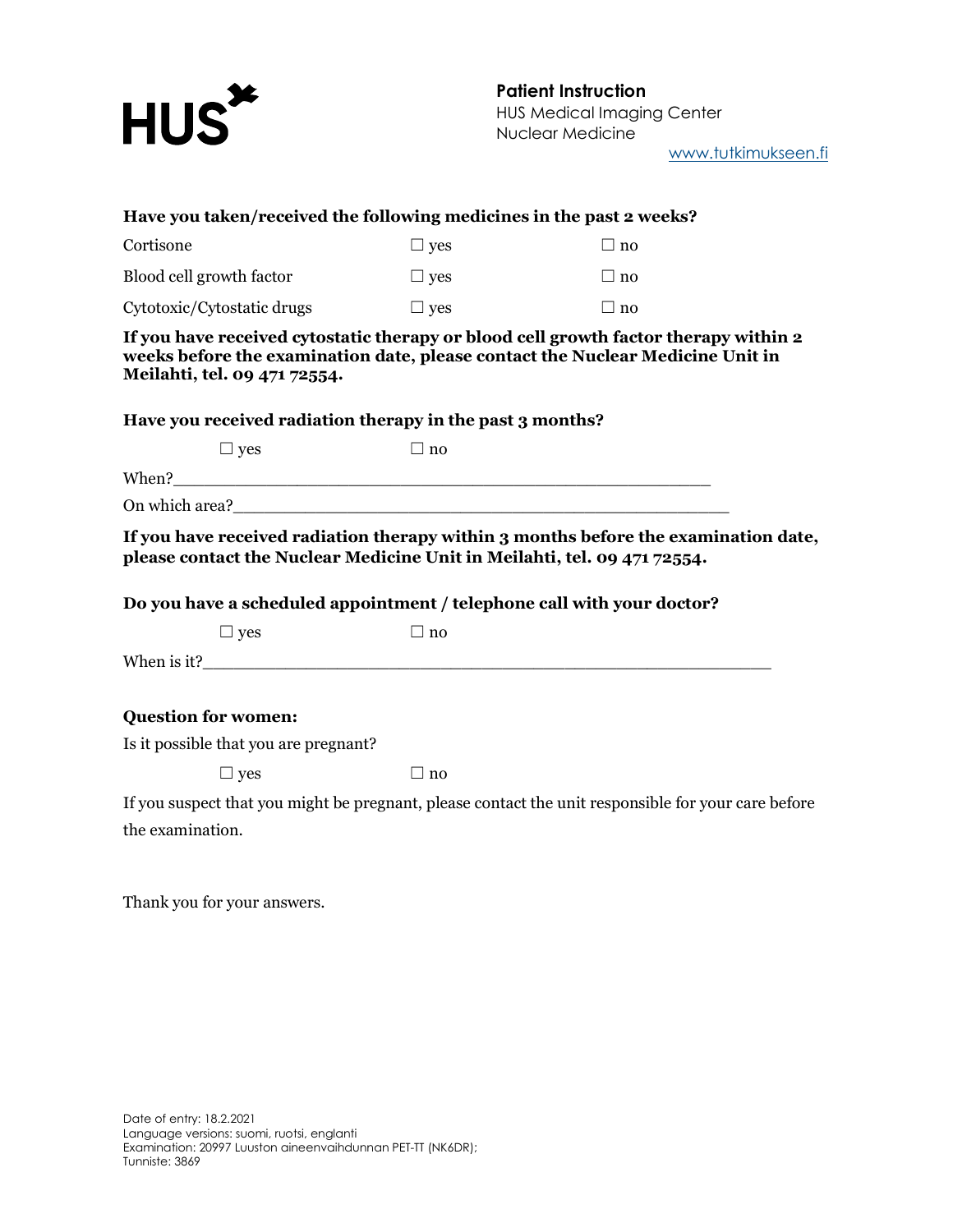**Patient Instruction**
HUS Medical Imaging Center
Nuclear Medicine
www.tutkimukseen.fi

**Have you taken/received the following medicines in the past 2 weeks?**

| | | |
|---|---|---|
| Cortisone | ☐ yes | ☐ no |
| Blood cell growth factor | ☐ yes | ☐ no |
| Cytotoxic/Cytostatic drugs | ☐ yes | ☐ no |

**If you have received cytostatic therapy or blood cell growth factor therapy within 2 weeks before the examination date, please contact the Nuclear Medicine Unit in Meilahti, tel. 09 471 72554.**

**Have you received radiation therapy in the past 3 months?**

☐ yes ☐ no

When?_______________________________________________

On which area?_______________________________________________

**If you have received radiation therapy within 3 months before the examination date, please contact the Nuclear Medicine Unit in Meilahti, tel. 09 471 72554.**

**Do you have a scheduled appointment / telephone call with your doctor?**

☐ yes ☐ no

When is it?_______________________________________________

**Question for women:**

Is it possible that you are pregnant?

☐ yes ☐ no

If you suspect that you might be pregnant, please contact the unit responsible for your care before the examination.

Thank you for your answers.

Date of entry: 18.2.2021
Language versions: suomi, ruotsi, englanti
Examination: 20997 Luuston aineenvaihdunnan PET-TT (NK6DR);
Tunniste: 3869